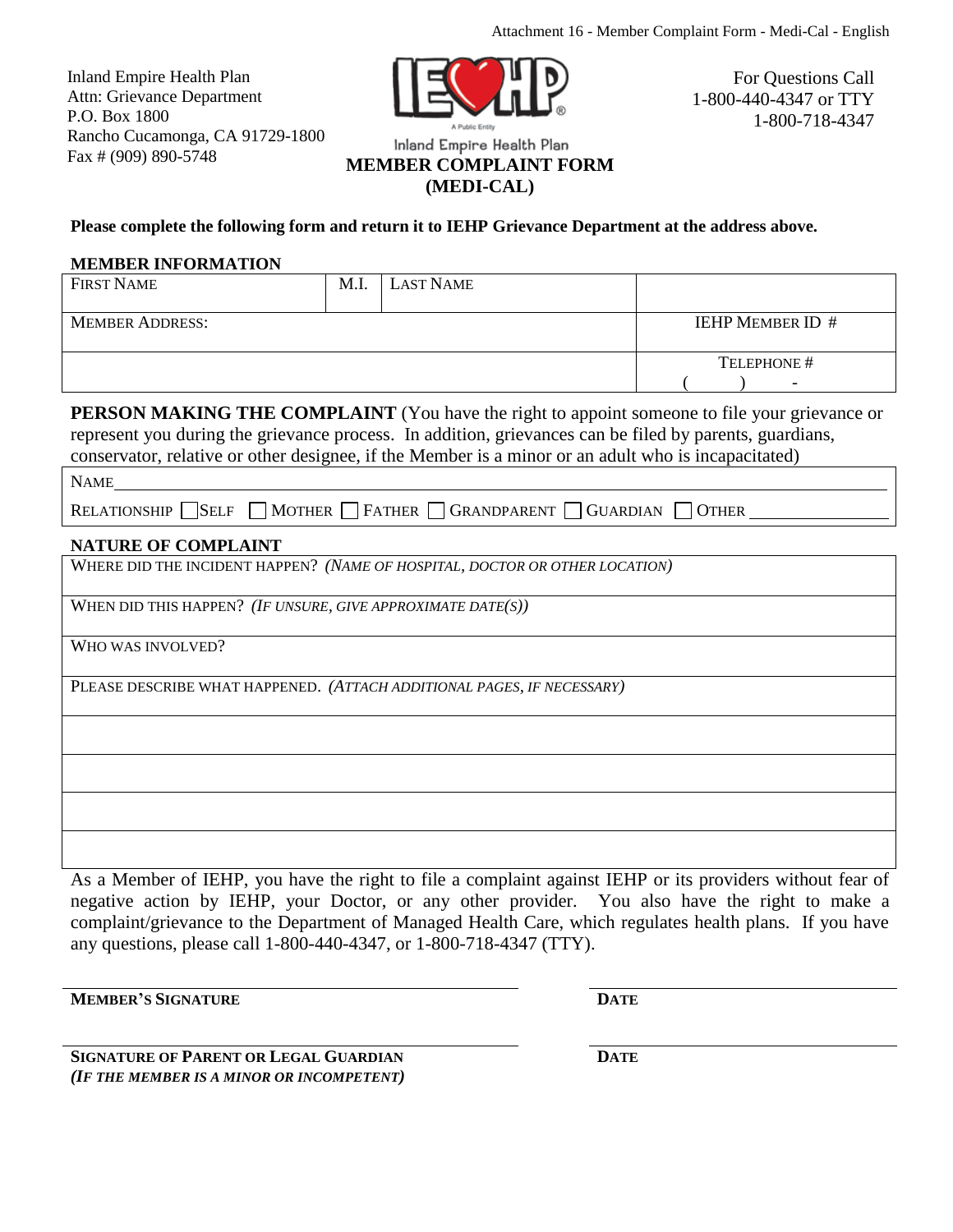Attachment 16 - Member Complaint Form - Medi-Cal - English

Inland Empire Health Plan
Attn: Grievance Department
P.O. Box 1800
Rancho Cucamonga, CA 91729-1800
Fax # (909) 890-5748

IEHP
A Public Entity
Inland Empire Health Plan

For Questions Call
1-800-440-4347 or TTY
1-800-718-4347

# MEMBER COMPLAINT FORM (MEDI-CAL)

**Please complete the following form and return it to IEHP Grievance Department at the address above.**

## MEMBER INFORMATION

| FIRST NAME | M.I. | LAST NAME | |
|---|---|---|---|
| MEMBER ADDRESS: | | | IEHP MEMBER ID # |
| | | | TELEPHONE # ( ) - |

**PERSON MAKING THE COMPLAINT** (You have the right to appoint someone to file your grievance or represent you during the grievance process. In addition, grievances can be filed by parents, guardians, conservator, relative or other designee, if the Member is a minor or an adult who is incapacitated)

NAME ______________________________

RELATIONSHIP ☐ SELF ☐ MOTHER ☐ FATHER ☐ GRANDPARENT ☐ GUARDIAN ☐ OTHER ______________

## NATURE OF COMPLAINT

WHERE DID THE INCIDENT HAPPEN? *(NAME OF HOSPITAL, DOCTOR OR OTHER LOCATION)*

WHEN DID THIS HAPPEN? *(IF UNSURE, GIVE APPROXIMATE DATE(S))*

WHO WAS INVOLVED?

PLEASE DESCRIBE WHAT HAPPENED. *(ATTACH ADDITIONAL PAGES, IF NECESSARY)*

As a Member of IEHP, you have the right to file a complaint against IEHP or its providers without fear of negative action by IEHP, your Doctor, or any other provider. You also have the right to make a complaint/grievance to the Department of Managed Health Care, which regulates health plans. If you have any questions, please call 1-800-440-4347, or 1-800-718-4347 (TTY).

**MEMBER'S SIGNATURE** ______________________ **DATE** ______________

**SIGNATURE OF PARENT OR LEGAL GUARDIAN** ______________________ **DATE** ______________
***(IF THE MEMBER IS A MINOR OR INCOMPETENT)***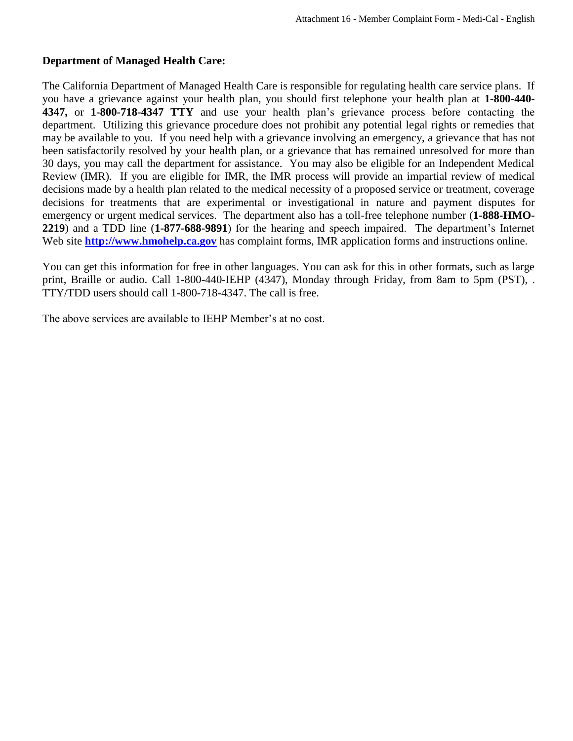**Department of Managed Health Care:**

The California Department of Managed Health Care is responsible for regulating health care service plans. If you have a grievance against your health plan, you should first telephone your health plan at **1-800-440-4347,** or **1-800-718-4347 TTY** and use your health plan's grievance process before contacting the department. Utilizing this grievance procedure does not prohibit any potential legal rights or remedies that may be available to you. If you need help with a grievance involving an emergency, a grievance that has not been satisfactorily resolved by your health plan, or a grievance that has remained unresolved for more than 30 days, you may call the department for assistance. You may also be eligible for an Independent Medical Review (IMR). If you are eligible for IMR, the IMR process will provide an impartial review of medical decisions made by a health plan related to the medical necessity of a proposed service or treatment, coverage decisions for treatments that are experimental or investigational in nature and payment disputes for emergency or urgent medical services. The department also has a toll-free telephone number (**1-888-HMO-2219**) and a TDD line (**1-877-688-9891**) for the hearing and speech impaired. The department's Internet Web site **[http://www.hmohelp.ca.gov](http://www.hmohelp.ca.gov)** has complaint forms, IMR application forms and instructions online.

You can get this information for free in other languages. You can ask for this in other formats, such as large print, Braille or audio. Call 1-800-440-IEHP (4347), Monday through Friday, from 8am to 5pm (PST), . TTY/TDD users should call 1-800-718-4347. The call is free.

The above services are available to IEHP Member's at no cost.